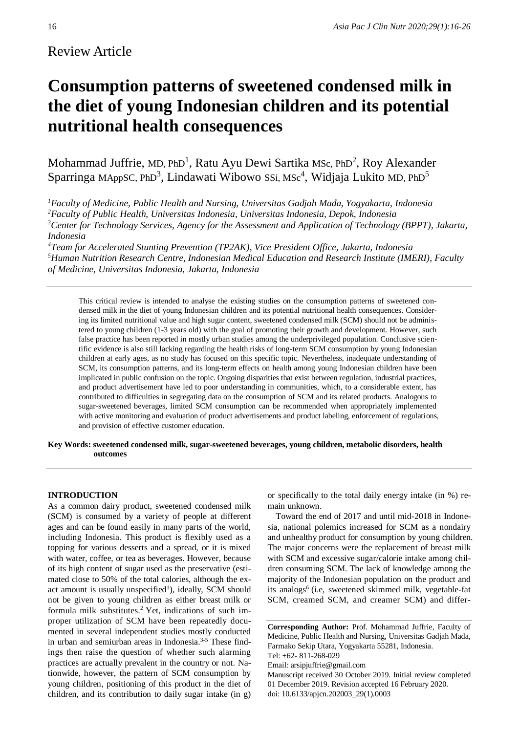Review Article

# Consumption patterns of sweetened condensed milk in the diet of young Indonesian children and its potential nutritional health consequences

Mohammad Juffrie, MD, PhD[1], Ratu Ayu Dewi Sartika MSc, PhD[2], Roy Alexander Sparringa MAppSC, PhD[3], Lindawati Wibowo SSi, MSc[4], Widjaja Lukito MD, PhD[5]

[1]*Faculty of Medicine, Public Health and Nursing, Universitas Gadjah Mada, Yogyakarta, Indonesia*
[2]*Faculty of Public Health, Universitas Indonesia, Universitas Indonesia, Depok, Indonesia*
[3]*Center for Technology Services, Agency for the Assessment and Application of Technology (BPPT), Jakarta, Indonesia*
[4]*Team for Accelerated Stunting Prevention (TP2AK), Vice President Office, Jakarta, Indonesia*
[5]*Human Nutrition Research Centre, Indonesian Medical Education and Research Institute (IMERI), Faculty of Medicine, Universitas Indonesia, Jakarta, Indonesia*

This critical review is intended to analyse the existing studies on the consumption patterns of sweetened condensed milk in the diet of young Indonesian children and its potential nutritional health consequences. Considering its limited nutritional value and high sugar content, sweetened condensed milk (SCM) should not be administered to young children (1-3 years old) with the goal of promoting their growth and development. However, such false practice has been reported in mostly urban studies among the underprivileged population. Conclusive scientific evidence is also still lacking regarding the health risks of long-term SCM consumption by young Indonesian children at early ages, as no study has focused on this specific topic. Nevertheless, inadequate understanding of SCM, its consumption patterns, and its long-term effects on health among young Indonesian children have been implicated in public confusion on the topic. Ongoing disparities that exist between regulation, industrial practices, and product advertisement have led to poor understanding in communities, which, to a considerable extent, has contributed to difficulties in segregating data on the consumption of SCM and its related products. Analogous to sugar-sweetened beverages, limited SCM consumption can be recommended when appropriately implemented with active monitoring and evaluation of product advertisements and product labeling, enforcement of regulations, and provision of effective customer education.

**Key Words: sweetened condensed milk, sugar-sweetened beverages, young children, metabolic disorders, health outcomes**

## INTRODUCTION

As a common dairy product, sweetened condensed milk (SCM) is consumed by a variety of people at different ages and can be found easily in many parts of the world, including Indonesia. This product is flexibly used as a topping for various desserts and a spread, or it is mixed with water, coffee, or tea as beverages. However, because of its high content of sugar used as the preservative (estimated close to 50% of the total calories, although the exact amount is usually unspecified[1]), ideally, SCM should not be given to young children as either breast milk or formula milk substitutes.[2] Yet, indications of such improper utilization of SCM have been repeatedly documented in several independent studies mostly conducted in urban and semiurban areas in Indonesia.[3-5] These findings then raise the question of whether such alarming practices are actually prevalent in the country or not. Nationwide, however, the pattern of SCM consumption by young children, positioning of this product in the diet of children, and its contribution to daily sugar intake (in g) or specifically to the total daily energy intake (in %) remain unknown.

Toward the end of 2017 and until mid-2018 in Indonesia, national polemics increased for SCM as a nondairy and unhealthy product for consumption by young children. The major concerns were the replacement of breast milk with SCM and excessive sugar/calorie intake among children consuming SCM. The lack of knowledge among the majority of the Indonesian population on the product and its analogs[6] (i.e, sweetened skimmed milk, vegetable-fat SCM, creamed SCM, and creamer SCM) and differ-

**Corresponding Author:** Prof. Mohammad Juffrie, Faculty of Medicine, Public Health and Nursing, Universitas Gadjah Mada, Farmako Sekip Utara, Yogyakarta 55281, Indonesia.
Tel: +62- 811-268-029
Email: arsipjuffrie@gmail.com
Manuscript received 30 October 2019. Initial review completed 01 December 2019. Revision accepted 16 February 2020.
doi: 10.6133/apjcn.202003_29(1).0003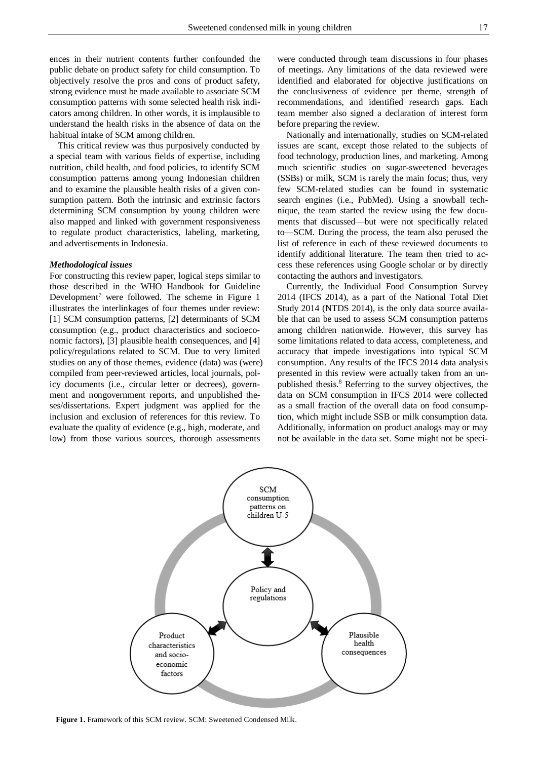ences in their nutrient contents further confounded the public debate on product safety for child consumption. To objectively resolve the pros and cons of product safety, strong evidence must be made available to associate SCM consumption patterns with some selected health risk indicators among children. In other words, it is implausible to understand the health risks in the absence of data on the habitual intake of SCM among children.

This critical review was thus purposively conducted by a special team with various fields of expertise, including nutrition, child health, and food policies, to identify SCM consumption patterns among young Indonesian children and to examine the plausible health risks of a given consumption pattern. Both the intrinsic and extrinsic factors determining SCM consumption by young children were also mapped and linked with government responsiveness to regulate product characteristics, labeling, marketing, and advertisements in Indonesia.

***Methodological issues***

For constructing this review paper, logical steps similar to those described in the WHO Handbook for Guideline Development[7] were followed. The scheme in Figure 1 illustrates the interlinkages of four themes under review: [1] SCM consumption patterns, [2] determinants of SCM consumption (e.g., product characteristics and socioeconomic factors), [3] plausible health consequences, and [4] policy/regulations related to SCM. Due to very limited studies on any of those themes, evidence (data) was (were) compiled from peer-reviewed articles, local journals, policy documents (i.e., circular letter or decrees), government and nongovernment reports, and unpublished theses/dissertations. Expert judgment was applied for the inclusion and exclusion of references for this review. To evaluate the quality of evidence (e.g., high, moderate, and low) from those various sources, thorough assessments were conducted through team discussions in four phases of meetings. Any limitations of the data reviewed were identified and elaborated for objective justifications on the conclusiveness of evidence per theme, strength of recommendations, and identified research gaps. Each team member also signed a declaration of interest form before preparing the review.

Nationally and internationally, studies on SCM-related issues are scant, except those related to the subjects of food technology, production lines, and marketing. Among much scientific studies on sugar-sweetened beverages (SSBs) or milk, SCM is rarely the main focus; thus, very few SCM-related studies can be found in systematic search engines (i.e., PubMed). Using a snowball technique, the team started the review using the few documents that discussed—but were not specifically related to—SCM. During the process, the team also perused the list of reference in each of these reviewed documents to identify additional literature. The team then tried to access these references using Google scholar or by directly contacting the authors and investigators.

Currently, the Individual Food Consumption Survey 2014 (IFCS 2014), as a part of the National Total Diet Study 2014 (NTDS 2014), is the only data source available that can be used to assess SCM consumption patterns among children nationwide. However, this survey has some limitations related to data access, completeness, and accuracy that impede investigations into typical SCM consumption. Any results of the IFCS 2014 data analysis presented in this review were actually taken from an unpublished thesis.[8] Referring to the survey objectives, the data on SCM consumption in IFCS 2014 were collected as a small fraction of the overall data on food consumption, which might include SSB or milk consumption data. Additionally, information on product analogs may or may not be available in the data set. Some might not be speci-

**Figure 1.** Framework of this SCM review. SCM: Sweetened Condensed Milk.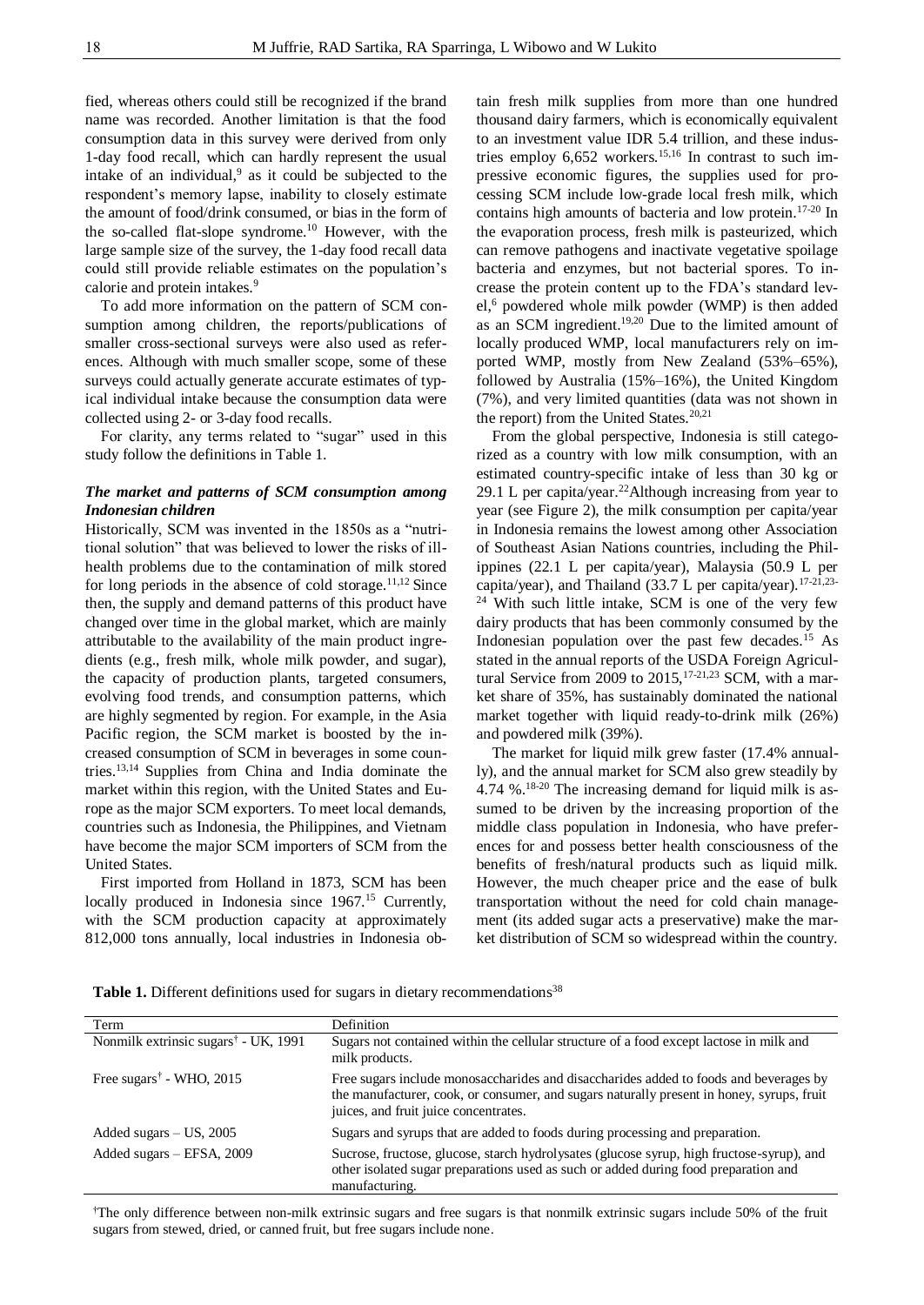fied, whereas others could still be recognized if the brand name was recorded. Another limitation is that the food consumption data in this survey were derived from only 1-day food recall, which can hardly represent the usual intake of an individual,[9] as it could be subjected to the respondent's memory lapse, inability to closely estimate the amount of food/drink consumed, or bias in the form of the so-called flat-slope syndrome.[10] However, with the large sample size of the survey, the 1-day food recall data could still provide reliable estimates on the population's calorie and protein intakes.[9]

To add more information on the pattern of SCM consumption among children, the reports/publications of smaller cross-sectional surveys were also used as references. Although with much smaller scope, some of these surveys could actually generate accurate estimates of typical individual intake because the consumption data were collected using 2- or 3-day food recalls.

For clarity, any terms related to "sugar" used in this study follow the definitions in Table 1.

### *The market and patterns of SCM consumption among Indonesian children*

Historically, SCM was invented in the 1850s as a "nutritional solution" that was believed to lower the risks of ill-health problems due to the contamination of milk stored for long periods in the absence of cold storage.[11,12] Since then, the supply and demand patterns of this product have changed over time in the global market, which are mainly attributable to the availability of the main product ingredients (e.g., fresh milk, whole milk powder, and sugar), the capacity of production plants, targeted consumers, evolving food trends, and consumption patterns, which are highly segmented by region. For example, in the Asia Pacific region, the SCM market is boosted by the increased consumption of SCM in beverages in some countries.[13,14] Supplies from China and India dominate the market within this region, with the United States and Europe as the major SCM exporters. To meet local demands, countries such as Indonesia, the Philippines, and Vietnam have become the major SCM importers of SCM from the United States.

First imported from Holland in 1873, SCM has been locally produced in Indonesia since 1967.[15] Currently, with the SCM production capacity at approximately 812,000 tons annually, local industries in Indonesia obtain fresh milk supplies from more than one hundred thousand dairy farmers, which is economically equivalent to an investment value IDR 5.4 trillion, and these industries employ 6,652 workers.[15,16] In contrast to such impressive economic figures, the supplies used for processing SCM include low-grade local fresh milk, which contains high amounts of bacteria and low protein.[17-20] In the evaporation process, fresh milk is pasteurized, which can remove pathogens and inactivate vegetative spoilage bacteria and enzymes, but not bacterial spores. To increase the protein content up to the FDA's standard level,[6] powdered whole milk powder (WMP) is then added as an SCM ingredient.[19,20] Due to the limited amount of locally produced WMP, local manufacturers rely on imported WMP, mostly from New Zealand (53%–65%), followed by Australia (15%–16%), the United Kingdom (7%), and very limited quantities (data was not shown in the report) from the United States.[20,21]

From the global perspective, Indonesia is still categorized as a country with low milk consumption, with an estimated country-specific intake of less than 30 kg or 29.1 L per capita/year.[22] Although increasing from year to year (see Figure 2), the milk consumption per capita/year in Indonesia remains the lowest among other Association of Southeast Asian Nations countries, including the Philippines (22.1 L per capita/year), Malaysia (50.9 L per capita/year), and Thailand (33.7 L per capita/year).[17-21,23-24] With such little intake, SCM is one of the very few dairy products that has been commonly consumed by the Indonesian population over the past few decades.[15] As stated in the annual reports of the USDA Foreign Agricultural Service from 2009 to 2015,[17-21,23] SCM, with a market share of 35%, has sustainably dominated the national market together with liquid ready-to-drink milk (26%) and powdered milk (39%).

The market for liquid milk grew faster (17.4% annually), and the annual market for SCM also grew steadily by 4.74 %.[18-20] The increasing demand for liquid milk is assumed to be driven by the increasing proportion of the middle class population in Indonesia, who have preferences for and possess better health consciousness of the benefits of fresh/natural products such as liquid milk. However, the much cheaper price and the ease of bulk transportation without the need for cold chain management (its added sugar acts a preservative) make the market distribution of SCM so widespread within the country.

**Table 1.** Different definitions used for sugars in dietary recommendations[38]

| Term | Definition |
| --- | --- |
| Nonmilk extrinsic sugars† - UK, 1991 | Sugars not contained within the cellular structure of a food except lactose in milk and milk products. |
| Free sugars† - WHO, 2015 | Free sugars include monosaccharides and disaccharides added to foods and beverages by the manufacturer, cook, or consumer, and sugars naturally present in honey, syrups, fruit juices, and fruit juice concentrates. |
| Added sugars – US, 2005 | Sugars and syrups that are added to foods during processing and preparation. |
| Added sugars – EFSA, 2009 | Sucrose, fructose, glucose, starch hydrolysates (glucose syrup, high fructose-syrup), and other isolated sugar preparations used as such or added during food preparation and manufacturing. |

†The only difference between non-milk extrinsic sugars and free sugars is that nonmilk extrinsic sugars include 50% of the fruit sugars from stewed, dried, or canned fruit, but free sugars include none.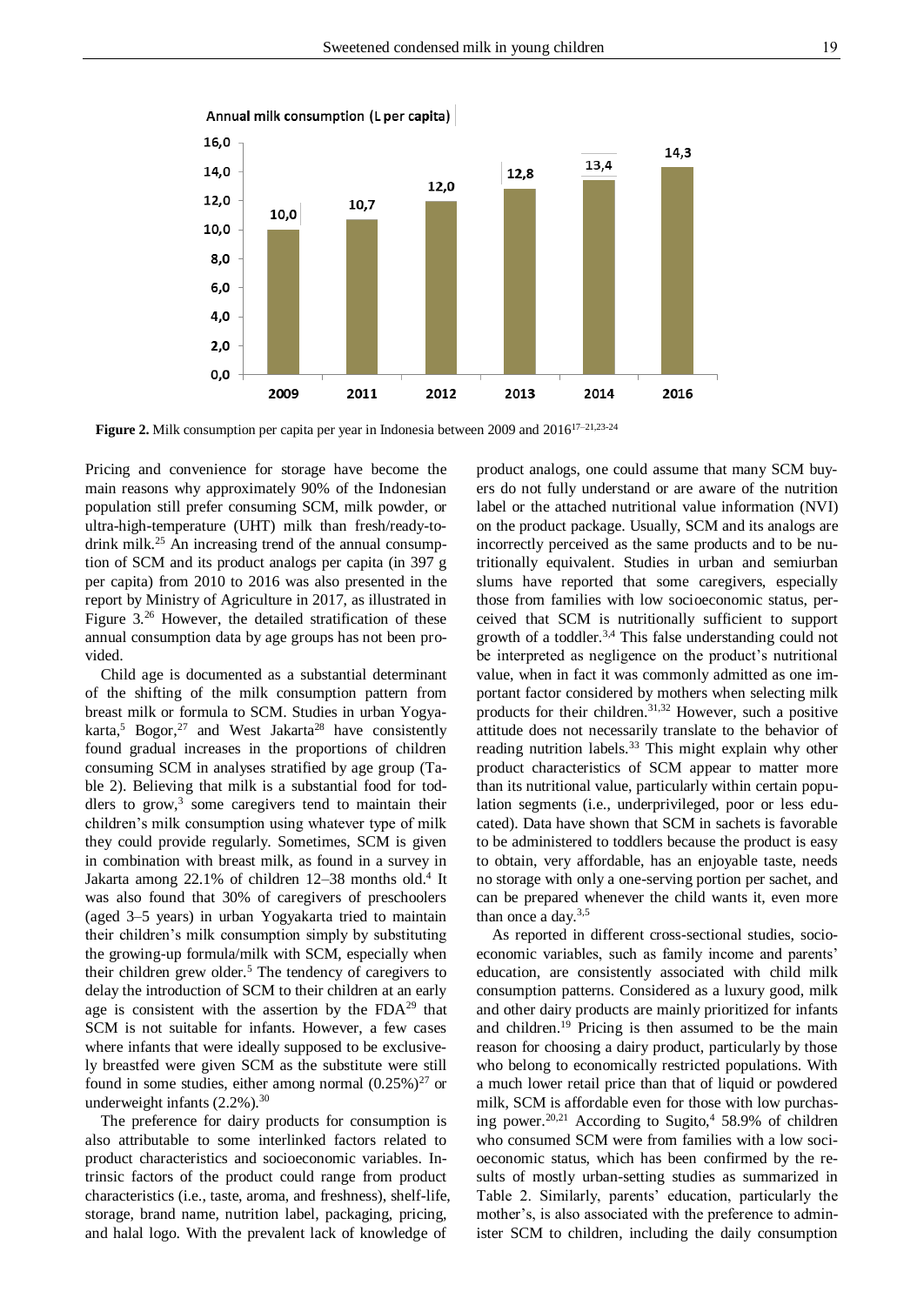Annual milk consumption (L per capita)

| Year | 2009 | 2011 | 2012 | 2013 | 2014 | 2016 |
|---|---|---|---|---|---|---|
| L per capita | 10,0 | 10,7 | 12,0 | 12,8 | 13,4 | 14,3 |

**Figure 2.** Milk consumption per capita per year in Indonesia between 2009 and 2016[17–21,23-24]

Pricing and convenience for storage have become the main reasons why approximately 90% of the Indonesian population still prefer consuming SCM, milk powder, or ultra-high-temperature (UHT) milk than fresh/ready-to-drink milk.[25] An increasing trend of the annual consumption of SCM and its product analogs per capita (in 397 g per capita) from 2010 to 2016 was also presented in the report by Ministry of Agriculture in 2017, as illustrated in Figure 3.[26] However, the detailed stratification of these annual consumption data by age groups has not been provided.

Child age is documented as a substantial determinant of the shifting of the milk consumption pattern from breast milk or formula to SCM. Studies in urban Yogyakarta,[5] Bogor,[27] and West Jakarta[28] have consistently found gradual increases in the proportions of children consuming SCM in analyses stratified by age group (Table 2). Believing that milk is a substantial food for toddlers to grow,[3] some caregivers tend to maintain their children's milk consumption using whatever type of milk they could provide regularly. Sometimes, SCM is given in combination with breast milk, as found in a survey in Jakarta among 22.1% of children 12–38 months old.[4] It was also found that 30% of caregivers of preschoolers (aged 3–5 years) in urban Yogyakarta tried to maintain their children's milk consumption simply by substituting the growing-up formula/milk with SCM, especially when their children grew older.[5] The tendency of caregivers to delay the introduction of SCM to their children at an early age is consistent with the assertion by the FDA[29] that SCM is not suitable for infants. However, a few cases where infants that were ideally supposed to be exclusively breastfed were given SCM as the substitute were still found in some studies, either among normal (0.25%)[27] or underweight infants (2.2%).[30]

The preference for dairy products for consumption is also attributable to some interlinked factors related to product characteristics and socioeconomic variables. Intrinsic factors of the product could range from product characteristics (i.e., taste, aroma, and freshness), shelf-life, storage, brand name, nutrition label, packaging, pricing, and halal logo. With the prevalent lack of knowledge of product analogs, one could assume that many SCM buyers do not fully understand or are aware of the nutrition label or the attached nutritional value information (NVI) on the product package. Usually, SCM and its analogs are incorrectly perceived as the same products and to be nutritionally equivalent. Studies in urban and semiurban slums have reported that some caregivers, especially those from families with low socioeconomic status, perceived that SCM is nutritionally sufficient to support growth of a toddler.[3,4] This false understanding could not be interpreted as negligence on the product's nutritional value, when in fact it was commonly admitted as one important factor considered by mothers when selecting milk products for their children.[31,32] However, such a positive attitude does not necessarily translate to the behavior of reading nutrition labels.[33] This might explain why other product characteristics of SCM appear to matter more than its nutritional value, particularly within certain population segments (i.e., underprivileged, poor or less educated). Data have shown that SCM in sachets is favorable to be administered to toddlers because the product is easy to obtain, very affordable, has an enjoyable taste, needs no storage with only a one-serving portion per sachet, and can be prepared whenever the child wants it, even more than once a day.[3,5]

As reported in different cross-sectional studies, socioeconomic variables, such as family income and parents' education, are consistently associated with child milk consumption patterns. Considered as a luxury good, milk and other dairy products are mainly prioritized for infants and children.[19] Pricing is then assumed to be the main reason for choosing a dairy product, particularly by those who belong to economically restricted populations. With a much lower retail price than that of liquid or powdered milk, SCM is affordable even for those with low purchasing power.[20,21] According to Sugito,[4] 58.9% of children who consumed SCM were from families with a low socioeconomic status, which has been confirmed by the results of mostly urban-setting studies as summarized in Table 2. Similarly, parents' education, particularly the mother's, is also associated with the preference to administer SCM to children, including the daily consumption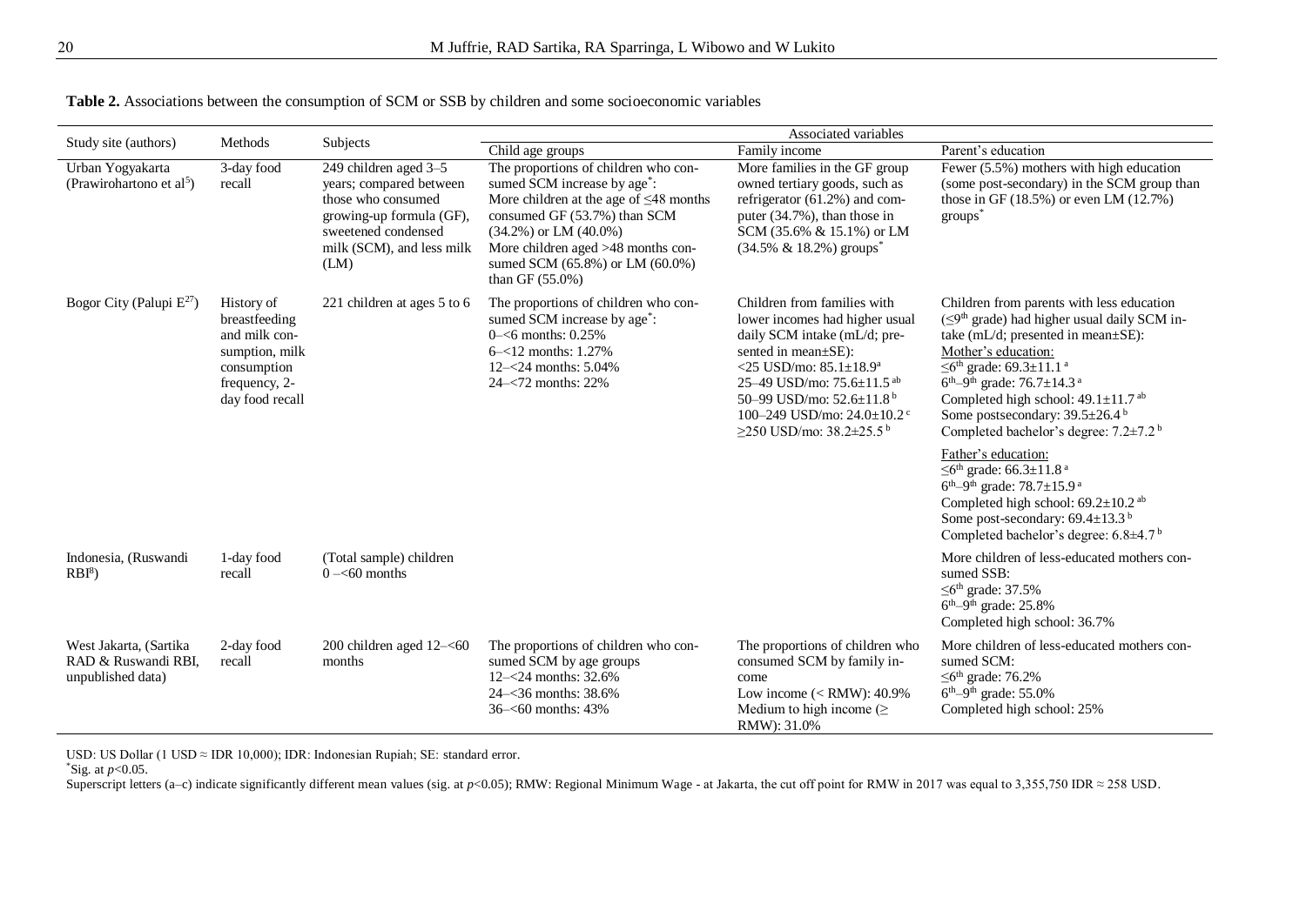**Table 2.** Associations between the consumption of SCM or SSB by children and some socioeconomic variables

| Study site (authors) | Methods | Subjects | Associated variables | | |
|---|---|---|---|---|---|
| | | | Child age groups | Family income | Parent's education |
| Urban Yogyakarta (Prawirohartono et al[5]) | 3-day food recall | 249 children aged 3–5 years; compared between those who consumed growing-up formula (GF), sweetened condensed milk (SCM), and less milk (LM) | The proportions of children who consumed SCM increase by age*: More children at the age of ≤48 months consumed GF (53.7%) than SCM (34.2%) or LM (40.0%) More children aged >48 months consumed SCM (65.8%) or LM (60.0%) than GF (55.0%) | More families in the GF group owned tertiary goods, such as refrigerator (61.2%) and computer (34.7%), than those in SCM (35.6% & 15.1%) or LM (34.5% & 18.2%) groups* | Fewer (5.5%) mothers with high education (some post-secondary) in the SCM group than those in GF (18.5%) or even LM (12.7%) groups* |
| Bogor City (Palupi E[27]) | History of breastfeeding and milk consumption, milk consumption frequency, 2-day food recall | 221 children at ages 5 to 6 | The proportions of children who consumed SCM increase by age*: 0–<6 months: 0.25% 6–<12 months: 1.27% 12–<24 months: 5.04% 24–<72 months: 22% | Children from families with lower incomes had higher usual daily SCM intake (mL/d; presented in mean±SE): <25 USD/mo: 85.1±18.9[a] 25–49 USD/mo: 75.6±11.5[ab] 50–99 USD/mo: 52.6±11.8[b] 100–249 USD/mo: 24.0±10.2[c] ≥250 USD/mo: 38.2±25.5[b] | Children from parents with less education (≤9th grade) had higher usual daily SCM intake (mL/d; presented in mean±SE): Mother's education: ≤6th grade: 69.3±11.1[a] 6th–9th grade: 76.7±14.3[a] Completed high school: 49.1±11.7[ab] Some postsecondary: 39.5±26.4[b] Completed bachelor's degree: 7.2±7.2[b] Father's education: ≤6th grade: 66.3±11.8[a] 6th–9th grade: 78.7±15.9[a] Completed high school: 69.2±10.2[ab] Some post-secondary: 69.4±13.3[b] Completed bachelor's degree: 6.8±4.7[b] |
| Indonesia, (Ruswandi RBI[8]) | 1-day food recall | (Total sample) children 0 –<60 months | | | More children of less-educated mothers consumed SSB: ≤6th grade: 37.5% 6th–9th grade: 25.8% Completed high school: 36.7% |
| West Jakarta, (Sartika RAD & Ruswandi RBI, unpublished data) | 2-day food recall | 200 children aged 12–<60 months | The proportions of children who consumed SCM by age groups 12–<24 months: 32.6% 24–<36 months: 38.6% 36–<60 months: 43% | The proportions of children who consumed SCM by family income Low income (< RMW): 40.9% Medium to high income (≥ RMW): 31.0% | More children of less-educated mothers consumed SCM: ≤6th grade: 76.2% 6th–9th grade: 55.0% Completed high school: 25% |

USD: US Dollar (1 USD ≈ IDR 10,000); IDR: Indonesian Rupiah; SE: standard error.

*Sig. at $p<0.05$.

Superscript letters (a–c) indicate significantly different mean values (sig. at $p<0.05$); RMW: Regional Minimum Wage - at Jakarta, the cut off point for RMW in 2017 was equal to 3,355,750 IDR ≈ 258 USD.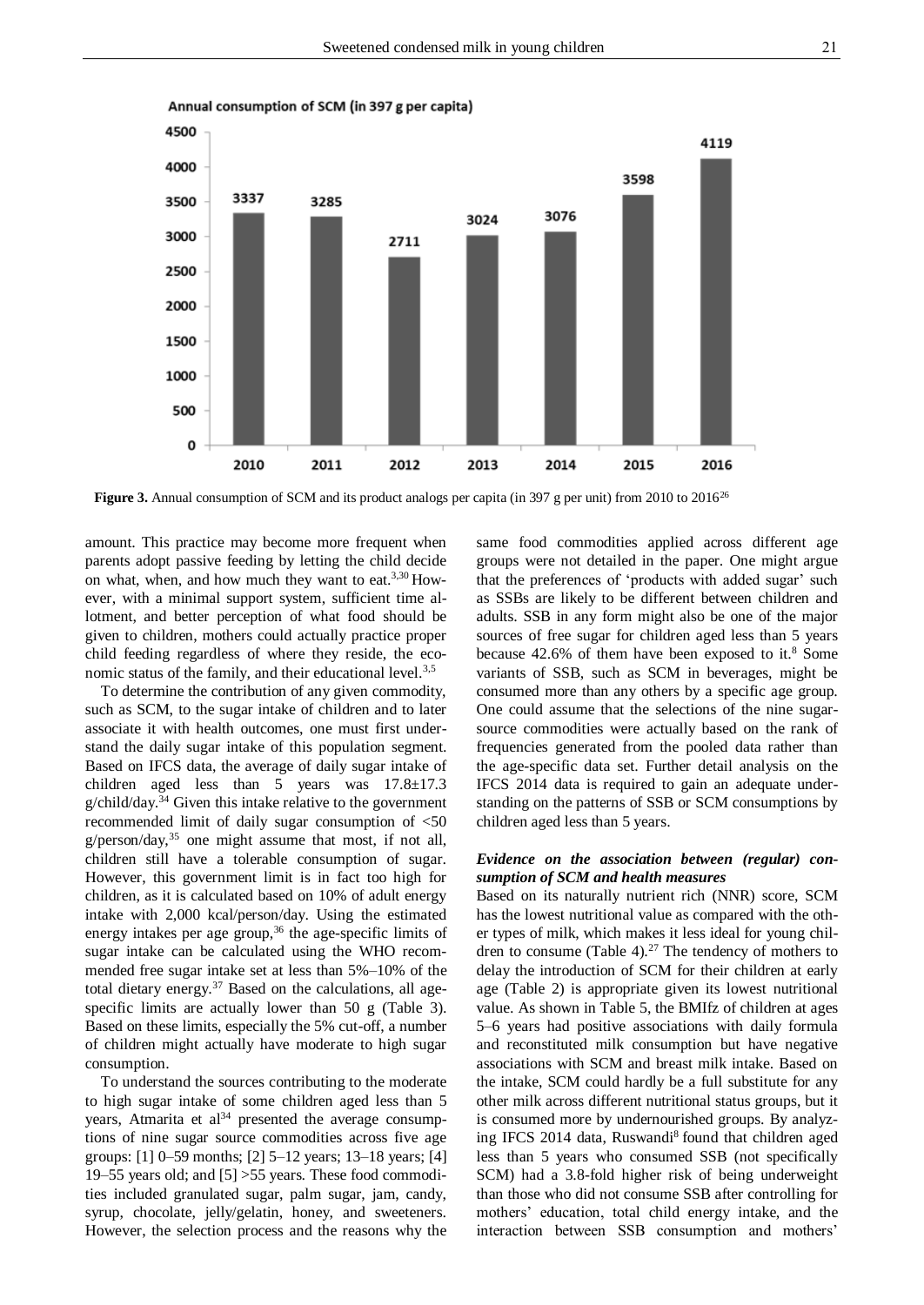Annual consumption of SCM (in 397 g per capita)

| Year | Consumption |
|---|---|
| 2010 | 3337 |
| 2011 | 3285 |
| 2012 | 2711 |
| 2013 | 3024 |
| 2014 | 3076 |
| 2015 | 3598 |
| 2016 | 4119 |

**Figure 3.** Annual consumption of SCM and its product analogs per capita (in 397 g per unit) from 2010 to 2016[26]

amount. This practice may become more frequent when parents adopt passive feeding by letting the child decide on what, when, and how much they want to eat.[3,30] However, with a minimal support system, sufficient time allotment, and better perception of what food should be given to children, mothers could actually practice proper child feeding regardless of where they reside, the economic status of the family, and their educational level.[3,5]

To determine the contribution of any given commodity, such as SCM, to the sugar intake of children and to later associate it with health outcomes, one must first understand the daily sugar intake of this population segment. Based on IFCS data, the average of daily sugar intake of children aged less than 5 years was 17.8±17.3 g/child/day.[34] Given this intake relative to the government recommended limit of daily sugar consumption of <50 g/person/day,[35] one might assume that most, if not all, children still have a tolerable consumption of sugar. However, this government limit is in fact too high for children, as it is calculated based on 10% of adult energy intake with 2,000 kcal/person/day. Using the estimated energy intakes per age group,[36] the age-specific limits of sugar intake can be calculated using the WHO recommended free sugar intake set at less than 5%–10% of the total dietary energy.[37] Based on the calculations, all age-specific limits are actually lower than 50 g (Table 3). Based on these limits, especially the 5% cut-off, a number of children might actually have moderate to high sugar consumption.

To understand the sources contributing to the moderate to high sugar intake of some children aged less than 5 years, Atmarita et al[34] presented the average consumptions of nine sugar source commodities across five age groups: [1] 0–59 months; [2] 5–12 years; 13–18 years; [4] 19–55 years old; and [5] >55 years. These food commodities included granulated sugar, palm sugar, jam, candy, syrup, chocolate, jelly/gelatin, honey, and sweeteners. However, the selection process and the reasons why the same food commodities applied across different age groups were not detailed in the paper. One might argue that the preferences of 'products with added sugar' such as SSBs are likely to be different between children and adults. SSB in any form might also be one of the major sources of free sugar for children aged less than 5 years because 42.6% of them have been exposed to it.[8] Some variants of SSB, such as SCM in beverages, might be consumed more than any others by a specific age group. One could assume that the selections of the nine sugar-source commodities were actually based on the rank of frequencies generated from the pooled data rather than the age-specific data set. Further detail analysis on the IFCS 2014 data is required to gain an adequate understanding on the patterns of SSB or SCM consumptions by children aged less than 5 years.

### *Evidence on the association between (regular) consumption of SCM and health measures*

Based on its naturally nutrient rich (NNR) score, SCM has the lowest nutritional value as compared with the other types of milk, which makes it less ideal for young children to consume (Table 4).[27] The tendency of mothers to delay the introduction of SCM for their children at early age (Table 2) is appropriate given its lowest nutritional value. As shown in Table 5, the BMIfz of children at ages 5–6 years had positive associations with daily formula and reconstituted milk consumption but have negative associations with SCM and breast milk intake. Based on the intake, SCM could hardly be a full substitute for any other milk across different nutritional status groups, but it is consumed more by undernourished groups. By analyzing IFCS 2014 data, Ruswandi[8] found that children aged less than 5 years who consumed SSB (not specifically SCM) had a 3.8-fold higher risk of being underweight than those who did not consume SSB after controlling for mothers' education, total child energy intake, and the interaction between SSB consumption and mothers'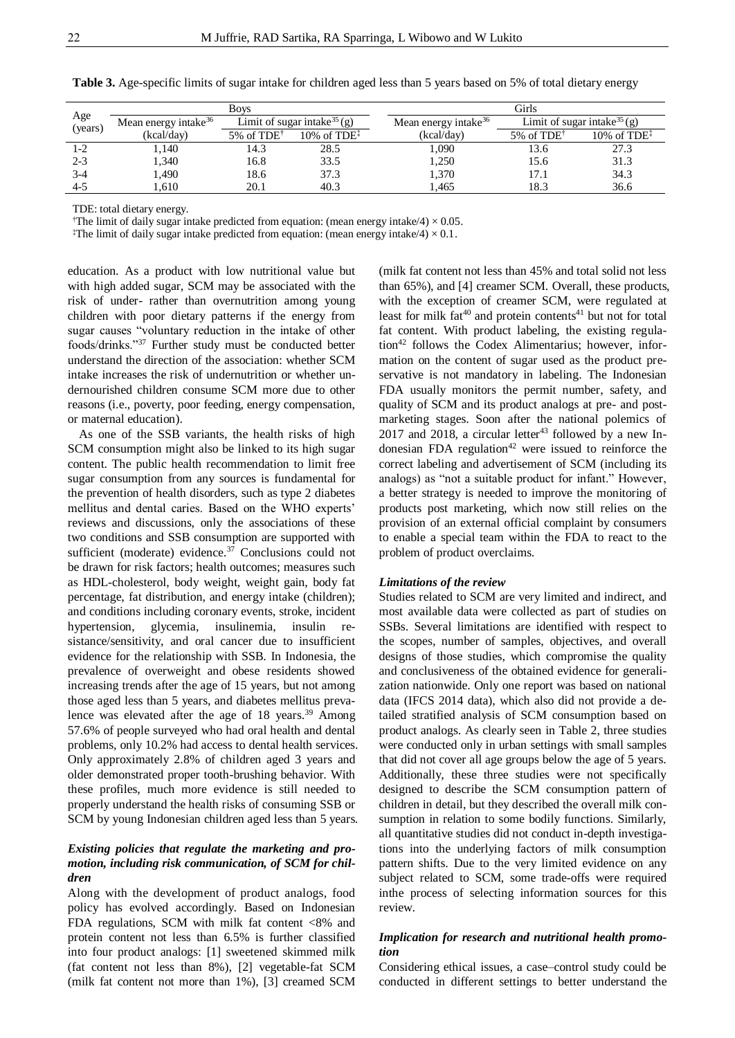**Table 3.** Age-specific limits of sugar intake for children aged less than 5 years based on 5% of total dietary energy

| Age (years) | Boys | | | Girls | | |
|---|---|---|---|---|---|---|
| | Mean energy intake[36] (kcal/day) | Limit of sugar intake[35] (g) | | Mean energy intake[36] (kcal/day) | Limit of sugar intake[35] (g) | |
| | | 5% of TDE† | 10% of TDE‡ | | 5% of TDE† | 10% of TDE‡ |
| 1-2 | 1,140 | 14.3 | 28.5 | 1,090 | 13.6 | 27.3 |
| 2-3 | 1,340 | 16.8 | 33.5 | 1,250 | 15.6 | 31.3 |
| 3-4 | 1,490 | 18.6 | 37.3 | 1,370 | 17.1 | 34.3 |
| 4-5 | 1,610 | 20.1 | 40.3 | 1,465 | 18.3 | 36.6 |

TDE: total dietary energy.
†The limit of daily sugar intake predicted from equation: (mean energy intake/4) × 0.05.
‡The limit of daily sugar intake predicted from equation: (mean energy intake/4) × 0.1.

education. As a product with low nutritional value but with high added sugar, SCM may be associated with the risk of under- rather than overnutrition among young children with poor dietary patterns if the energy from sugar causes "voluntary reduction in the intake of other foods/drinks."[37] Further study must be conducted better understand the direction of the association: whether SCM intake increases the risk of undernutrition or whether undernourished children consume SCM more due to other reasons (i.e., poverty, poor feeding, energy compensation, or maternal education).

As one of the SSB variants, the health risks of high SCM consumption might also be linked to its high sugar content. The public health recommendation to limit free sugar consumption from any sources is fundamental for the prevention of health disorders, such as type 2 diabetes mellitus and dental caries. Based on the WHO experts' reviews and discussions, only the associations of these two conditions and SSB consumption are supported with sufficient (moderate) evidence.[37] Conclusions could not be drawn for risk factors; health outcomes; measures such as HDL-cholesterol, body weight, weight gain, body fat percentage, fat distribution, and energy intake (children); and conditions including coronary events, stroke, incident hypertension, glycemia, insulinemia, insulin resistance/sensitivity, and oral cancer due to insufficient evidence for the relationship with SSB. In Indonesia, the prevalence of overweight and obese residents showed increasing trends after the age of 15 years, but not among those aged less than 5 years, and diabetes mellitus prevalence was elevated after the age of 18 years.[39] Among 57.6% of people surveyed who had oral health and dental problems, only 10.2% had access to dental health services. Only approximately 2.8% of children aged 3 years and older demonstrated proper tooth-brushing behavior. With these profiles, much more evidence is still needed to properly understand the health risks of consuming SSB or SCM by young Indonesian children aged less than 5 years.

### *Existing policies that regulate the marketing and promotion, including risk communication, of SCM for children*

Along with the development of product analogs, food policy has evolved accordingly. Based on Indonesian FDA regulations, SCM with milk fat content <8% and protein content not less than 6.5% is further classified into four product analogs: [1] sweetened skimmed milk (fat content not less than 8%), [2] vegetable-fat SCM (milk fat content not more than 1%), [3] creamed SCM (milk fat content not less than 45% and total solid not less than 65%), and [4] creamer SCM. Overall, these products, with the exception of creamer SCM, were regulated at least for milk fat[40] and protein contents[41] but not for total fat content. With product labeling, the existing regulation[42] follows the Codex Alimentarius; however, information on the content of sugar used as the product preservative is not mandatory in labeling. The Indonesian FDA usually monitors the permit number, safety, and quality of SCM and its product analogs at pre- and post-marketing stages. Soon after the national polemics of 2017 and 2018, a circular letter[43] followed by a new Indonesian FDA regulation[42] were issued to reinforce the correct labeling and advertisement of SCM (including its analogs) as "not a suitable product for infant." However, a better strategy is needed to improve the monitoring of products post marketing, which now still relies on the provision of an external official complaint by consumers to enable a special team within the FDA to react to the problem of product overclaims.

### *Limitations of the review*

Studies related to SCM are very limited and indirect, and most available data were collected as part of studies on SSBs. Several limitations are identified with respect to the scopes, number of samples, objectives, and overall designs of those studies, which compromise the quality and conclusiveness of the obtained evidence for generalization nationwide. Only one report was based on national data (IFCS 2014 data), which also did not provide a detailed stratified analysis of SCM consumption based on product analogs. As clearly seen in Table 2, three studies were conducted only in urban settings with small samples that did not cover all age groups below the age of 5 years. Additionally, these three studies were not specifically designed to describe the SCM consumption pattern of children in detail, but they described the overall milk consumption in relation to some bodily functions. Similarly, all quantitative studies did not conduct in-depth investigations into the underlying factors of milk consumption pattern shifts. Due to the very limited evidence on any subject related to SCM, some trade-offs were required inthe process of selecting information sources for this review.

### *Implication for research and nutritional health promotion*

Considering ethical issues, a case–control study could be conducted in different settings to better understand the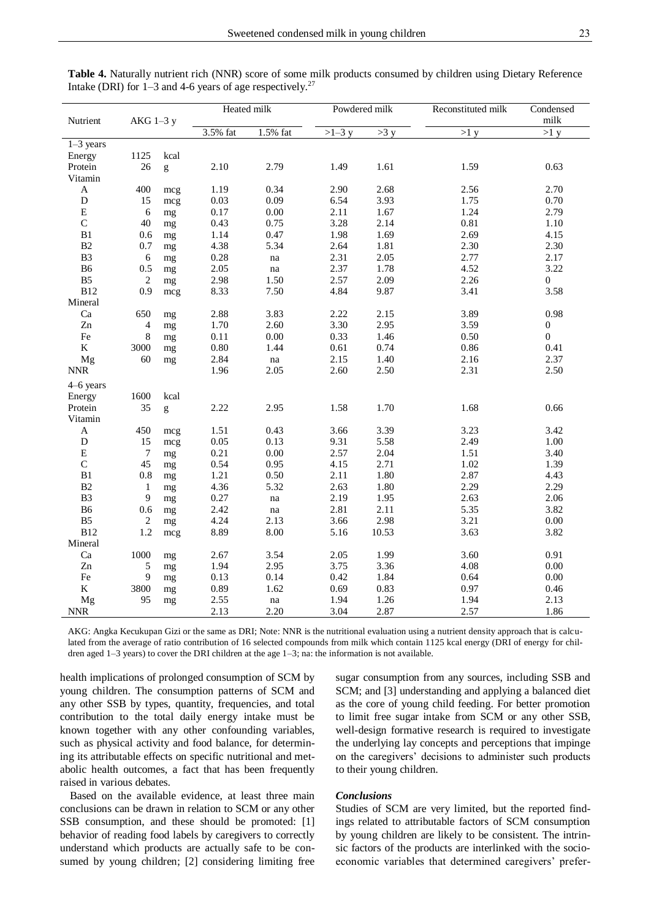**Table 4.** Naturally nutrient rich (NNR) score of some milk products consumed by children using Dietary Reference Intake (DRI) for 1–3 and 4-6 years of age respectively.[27]

| Nutrient | AKG 1–3 y | | Heated milk | | Powdered milk | | Reconstituted milk | Condensed milk |
|---|---|---|---|---|---|---|---|---|
| | | | 3.5% fat | 1.5% fat | >1–3 y | >3 y | >1 y | >1 y |
| 1–3 years | | | | | | | | |
| Energy | 1125 | kcal | | | | | | |
| Protein | 26 | g | 2.10 | 2.79 | 1.49 | 1.61 | 1.59 | 0.63 |
| Vitamin | | | | | | | | |
| A | 400 | mcg | 1.19 | 0.34 | 2.90 | 2.68 | 2.56 | 2.70 |
| D | 15 | mcg | 0.03 | 0.09 | 6.54 | 3.93 | 1.75 | 0.70 |
| E | 6 | mg | 0.17 | 0.00 | 2.11 | 1.67 | 1.24 | 2.79 |
| C | 40 | mg | 0.43 | 0.75 | 3.28 | 2.14 | 0.81 | 1.10 |
| B1 | 0.6 | mg | 1.14 | 0.47 | 1.98 | 1.69 | 2.69 | 4.15 |
| B2 | 0.7 | mg | 4.38 | 5.34 | 2.64 | 1.81 | 2.30 | 2.30 |
| B3 | 6 | mg | 0.28 | na | 2.31 | 2.05 | 2.77 | 2.17 |
| B6 | 0.5 | mg | 2.05 | na | 2.37 | 1.78 | 4.52 | 3.22 |
| B5 | 2 | mg | 2.98 | 1.50 | 2.57 | 2.09 | 2.26 | 0 |
| B12 | 0.9 | mcg | 8.33 | 7.50 | 4.84 | 9.87 | 3.41 | 3.58 |
| Mineral | | | | | | | | |
| Ca | 650 | mg | 2.88 | 3.83 | 2.22 | 2.15 | 3.89 | 0.98 |
| Zn | 4 | mg | 1.70 | 2.60 | 3.30 | 2.95 | 3.59 | 0 |
| Fe | 8 | mg | 0.11 | 0.00 | 0.33 | 1.46 | 0.50 | 0 |
| K | 3000 | mg | 0.80 | 1.44 | 0.61 | 0.74 | 0.86 | 0.41 |
| Mg | 60 | mg | 2.84 | na | 2.15 | 1.40 | 2.16 | 2.37 |
| NNR | | | 1.96 | 2.05 | 2.60 | 2.50 | 2.31 | 2.50 |
| 4–6 years | | | | | | | | |
| Energy | 1600 | kcal | | | | | | |
| Protein | 35 | g | 2.22 | 2.95 | 1.58 | 1.70 | 1.68 | 0.66 |
| Vitamin | | | | | | | | |
| A | 450 | mcg | 1.51 | 0.43 | 3.66 | 3.39 | 3.23 | 3.42 |
| D | 15 | mcg | 0.05 | 0.13 | 9.31 | 5.58 | 2.49 | 1.00 |
| E | 7 | mg | 0.21 | 0.00 | 2.57 | 2.04 | 1.51 | 3.40 |
| C | 45 | mg | 0.54 | 0.95 | 4.15 | 2.71 | 1.02 | 1.39 |
| B1 | 0.8 | mg | 1.21 | 0.50 | 2.11 | 1.80 | 2.87 | 4.43 |
| B2 | 1 | mg | 4.36 | 5.32 | 2.63 | 1.80 | 2.29 | 2.29 |
| B3 | 9 | mg | 0.27 | na | 2.19 | 1.95 | 2.63 | 2.06 |
| B6 | 0.6 | mg | 2.42 | na | 2.81 | 2.11 | 5.35 | 3.82 |
| B5 | 2 | mg | 4.24 | 2.13 | 3.66 | 2.98 | 3.21 | 0.00 |
| B12 | 1.2 | mcg | 8.89 | 8.00 | 5.16 | 10.53 | 3.63 | 3.82 |
| Mineral | | | | | | | | |
| Ca | 1000 | mg | 2.67 | 3.54 | 2.05 | 1.99 | 3.60 | 0.91 |
| Zn | 5 | mg | 1.94 | 2.95 | 3.75 | 3.36 | 4.08 | 0.00 |
| Fe | 9 | mg | 0.13 | 0.14 | 0.42 | 1.84 | 0.64 | 0.00 |
| K | 3800 | mg | 0.89 | 1.62 | 0.69 | 0.83 | 0.97 | 0.46 |
| Mg | 95 | mg | 2.55 | na | 1.94 | 1.26 | 1.94 | 2.13 |
| NNR | | | 2.13 | 2.20 | 3.04 | 2.87 | 2.57 | 1.86 |

AKG: Angka Kecukupan Gizi or the same as DRI; Note: NNR is the nutritional evaluation using a nutrient density approach that is calculated from the average of ratio contribution of 16 selected compounds from milk which contain 1125 kcal energy (DRI of energy for children aged 1–3 years) to cover the DRI children at the age 1–3; na: the information is not available.

health implications of prolonged consumption of SCM by young children. The consumption patterns of SCM and any other SSB by types, quantity, frequencies, and total contribution to the total daily energy intake must be known together with any other confounding variables, such as physical activity and food balance, for determining its attributable effects on specific nutritional and metabolic health outcomes, a fact that has been frequently raised in various debates.

Based on the available evidence, at least three main conclusions can be drawn in relation to SCM or any other SSB consumption, and these should be promoted: [1] behavior of reading food labels by caregivers to correctly understand which products are actually safe to be consumed by young children; [2] considering limiting free sugar consumption from any sources, including SSB and SCM; and [3] understanding and applying a balanced diet as the core of young child feeding. For better promotion to limit free sugar intake from SCM or any other SSB, well-design formative research is required to investigate the underlying lay concepts and perceptions that impinge on the caregivers' decisions to administer such products to their young children.

### *Conclusions*

Studies of SCM are very limited, but the reported findings related to attributable factors of SCM consumption by young children are likely to be consistent. The intrinsic factors of the products are interlinked with the socioeconomic variables that determined caregivers' prefer-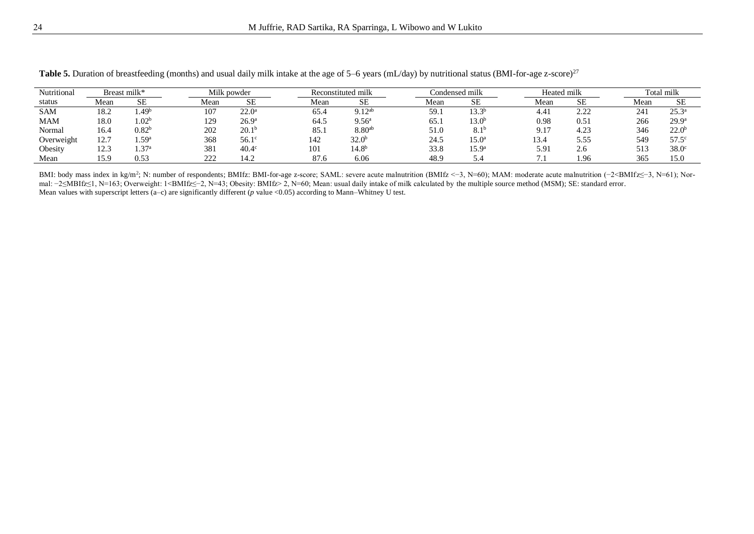**Table 5.** Duration of breastfeeding (months) and usual daily milk intake at the age of 5–6 years (mL/day) by nutritional status (BMI-for-age z-score)[27]

| Nutritional status | Breast milk* | | Milk powder | | Reconstituted milk | | Condensed milk | | Heated milk | | Total milk | |
|---|---|---|---|---|---|---|---|---|---|---|---|---|
| | Mean | SE | Mean | SE | Mean | SE | Mean | SE | Mean | SE | Mean | SE |
| SAM | 18.2 | 1.49[b] | 107 | 22.0[a] | 65.4 | 9.12[ab] | 59.1 | 13.3[b] | 4.41 | 2.22 | 241 | 25.3[a] |
| MAM | 18.0 | 1.02[b] | 129 | 26.9[a] | 64.5 | 9.56[a] | 65.1 | 13.0[b] | 0.98 | 0.51 | 266 | 29.9[a] |
| Normal | 16.4 | 0.82[b] | 202 | 20.1[b] | 85.1 | 8.80[ab] | 51.0 | 8.1[b] | 9.17 | 4.23 | 346 | 22.0[b] |
| Overweight | 12.7 | 1.59[a] | 368 | 56.1[c] | 142 | 32.0[b] | 24.5 | 15.0[a] | 13.4 | 5.55 | 549 | 57.5[c] |
| Obesity | 12.3 | 1.37[a] | 381 | 40.4[c] | 101 | 14.8[b] | 33.8 | 15.9[a] | 5.91 | 2.6 | 513 | 38.0[c] |
| Mean | 15.9 | 0.53 | 222 | 14.2 | 87.6 | 6.06 | 48.9 | 5.4 | 7.1 | 1.96 | 365 | 15.0 |

BMI: body mass index in kg/m$^2$; N: number of respondents; BMIfz: BMI-for-age z-score; SAML: severe acute malnutrition (BMIfz <−3, N=60); MAM: moderate acute malnutrition (−2<BMIfz≤−3, N=61); Normal: −2≤MBIfz≤1, N=163; Overweight: 1<BMIfz≤−2, N=43; Obesity: BMIfz> 2, N=60; Mean: usual daily intake of milk calculated by the multiple source method (MSM); SE: standard error.
Mean values with superscript letters (a–c) are significantly different (*p* value <0.05) according to Mann–Whitney U test.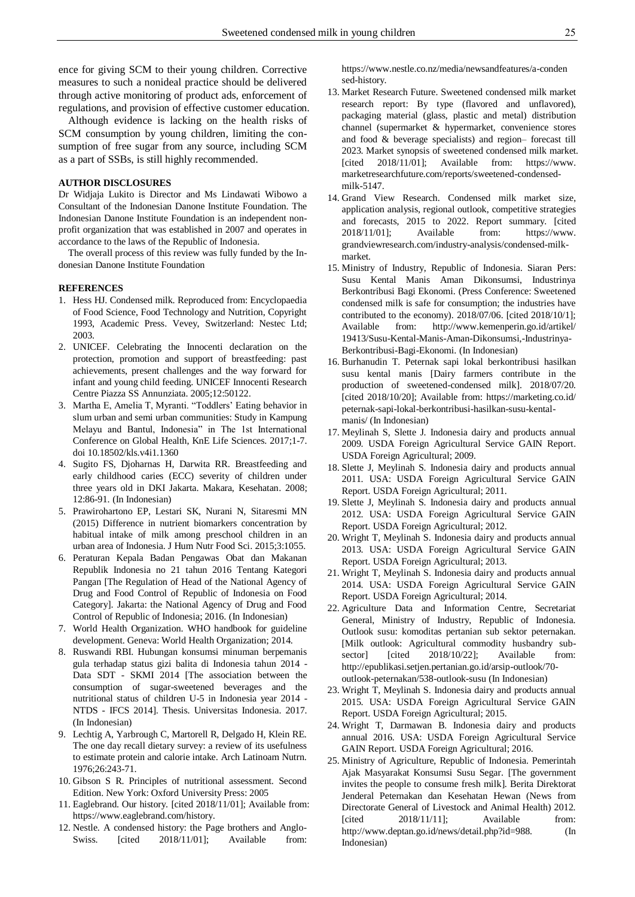ence for giving SCM to their young children. Corrective measures to such a nonideal practice should be delivered through active monitoring of product ads, enforcement of regulations, and provision of effective customer education.

Although evidence is lacking on the health risks of SCM consumption by young children, limiting the consumption of free sugar from any source, including SCM as a part of SSBs, is still highly recommended.

#### AUTHOR DISCLOSURES

Dr Widjaja Lukito is Director and Ms Lindawati Wibowo a Consultant of the Indonesian Danone Institute Foundation. The Indonesian Danone Institute Foundation is an independent nonprofit organization that was established in 2007 and operates in accordance to the laws of the Republic of Indonesia.

The overall process of this review was fully funded by the Indonesian Danone Institute Foundation

#### REFERENCES

1. Hess HJ. Condensed milk. Reproduced from: Encyclopaedia of Food Science, Food Technology and Nutrition, Copyright 1993, Academic Press. Vevey, Switzerland: Nestec Ltd; 2003.
2. UNICEF. Celebrating the Innocenti declaration on the protection, promotion and support of breastfeeding: past achievements, present challenges and the way forward for infant and young child feeding. UNICEF Innocenti Research Centre Piazza SS Annunziata. 2005;12:50122.
3. Martha E, Amelia T, Myranti. "Toddlers' Eating behavior in slum urban and semi urban communities: Study in Kampung Melayu and Bantul, Indonesia" in The 1st International Conference on Global Health, KnE Life Sciences. 2017;1-7. doi 10.18502/kls.v4i1.1360
4. Sugito FS, Djoharnas H, Darwita RR. Breastfeeding and early childhood caries (ECC) severity of children under three years old in DKI Jakarta. Makara, Kesehatan. 2008; 12:86-91. (In Indonesian)
5. Prawirohartono EP, Lestari SK, Nurani N, Sitaresmi MN (2015) Difference in nutrient biomarkers concentration by habitual intake of milk among preschool children in an urban area of Indonesia. J Hum Nutr Food Sci. 2015;3:1055.
6. Peraturan Kepala Badan Pengawas Obat dan Makanan Republik Indonesia no 21 tahun 2016 Tentang Kategori Pangan [The Regulation of Head of the National Agency of Drug and Food Control of Republic of Indonesia on Food Category]. Jakarta: the National Agency of Drug and Food Control of Republic of Indonesia; 2016. (In Indonesian)
7. World Health Organization. WHO handbook for guideline development. Geneva: World Health Organization; 2014.
8. Ruswandi RBI. Hubungan konsumsi minuman berpemanis gula terhadap status gizi balita di Indonesia tahun 2014 - Data SDT - SKMI 2014 [The association between the consumption of sugar-sweetened beverages and the nutritional status of children U-5 in Indonesia year 2014 - NTDS - IFCS 2014]. Thesis. Universitas Indonesia. 2017. (In Indonesian)
9. Lechtig A, Yarbrough C, Martorell R, Delgado H, Klein RE. The one day recall dietary survey: a review of its usefulness to estimate protein and calorie intake. Arch Latinoam Nutrn. 1976;26:243-71.
10. Gibson S R. Principles of nutritional assessment. Second Edition. New York: Oxford University Press: 2005
11. Eaglebrand. Our history. [cited 2018/11/01]; Available from: https://www.eaglebrand.com/history.
12. Nestle. A condensed history: the Page brothers and Anglo-Swiss. [cited 2018/11/01]; Available from: https://www.nestle.co.nz/media/newsandfeatures/a-condensed-history.
13. Market Research Future. Sweetened condensed milk market research report: By type (flavored and unflavored), packaging material (glass, plastic and metal) distribution channel (supermarket & hypermarket, convenience stores and food & beverage specialists) and region– forecast till 2023. Market synopsis of sweetened condensed milk market. [cited 2018/11/01]; Available from: https://www.marketresearchfuture.com/reports/sweetened-condensed-milk-5147.
14. Grand View Research. Condensed milk market size, application analysis, regional outlook, competitive strategies and forecasts, 2015 to 2022. Report summary. [cited 2018/11/01]; Available from: https://www.grandviewresearch.com/industry-analysis/condensed-milk-market.
15. Ministry of Industry, Republic of Indonesia. Siaran Pers: Susu Kental Manis Aman Dikonsumsi, Industrinya Berkontribusi Bagi Ekonomi. (Press Conference: Sweetened condensed milk is safe for consumption; the industries have contributed to the economy). 2018/07/06. [cited 2018/10/1]; Available from: http://www.kemenperin.go.id/artikel/19413/Susu-Kental-Manis-Aman-Dikonsumsi,-Industrinya-Berkontribusi-Bagi-Ekonomi. (In Indonesian)
16. Burhanudin T. Peternak sapi lokal berkontribusi hasilkan susu kental manis [Dairy farmers contribute in the production of sweetened-condensed milk]. 2018/07/20. [cited 2018/10/20]; Available from: https://marketing.co.id/peternak-sapi-lokal-berkontribusi-hasilkan-susu-kental-manis/ (In Indonesian)
17. Meylinah S, Slette J. Indonesia dairy and products annual 2009. USDA Foreign Agricultural Service GAIN Report. USDA Foreign Agricultural; 2009.
18. Slette J, Meylinah S. Indonesia dairy and products annual 2011. USA: USDA Foreign Agricultural Service GAIN Report. USDA Foreign Agricultural; 2011.
19. Slette J, Meylinah S. Indonesia dairy and products annual 2012. USA: USDA Foreign Agricultural Service GAIN Report. USDA Foreign Agricultural; 2012.
20. Wright T, Meylinah S. Indonesia dairy and products annual 2013. USA: USDA Foreign Agricultural Service GAIN Report. USDA Foreign Agricultural; 2013.
21. Wright T, Meylinah S. Indonesia dairy and products annual 2014. USA: USDA Foreign Agricultural Service GAIN Report. USDA Foreign Agricultural; 2014.
22. Agriculture Data and Information Centre, Secretariat General, Ministry of Industry, Republic of Indonesia. Outlook susu: komoditas pertanian sub sektor peternakan. [Milk outlook: Agricultural commodity husbandry subsector] [cited 2018/10/22]; Available from: http://epublikasi.setjen.pertanian.go.id/arsip-outlook/70-outlook-peternakan/538-outlook-susu (In Indonesian)
23. Wright T, Meylinah S. Indonesia dairy and products annual 2015. USA: USDA Foreign Agricultural Service GAIN Report. USDA Foreign Agricultural; 2015.
24. Wright T, Darmawan B. Indonesia dairy and products annual 2016. USA: USDA Foreign Agricultural Service GAIN Report. USDA Foreign Agricultural; 2016.
25. Ministry of Agriculture, Republic of Indonesia. Pemerintah Ajak Masyarakat Konsumsi Susu Segar. [The government invites the people to consume fresh milk]. Berita Direktorat Jenderal Peternakan dan Kesehatan Hewan (News from Directorate General of Livestock and Animal Health) 2012. [cited 2018/11/11]; Available from: http://www.deptan.go.id/news/detail.php?id=988. (In Indonesian)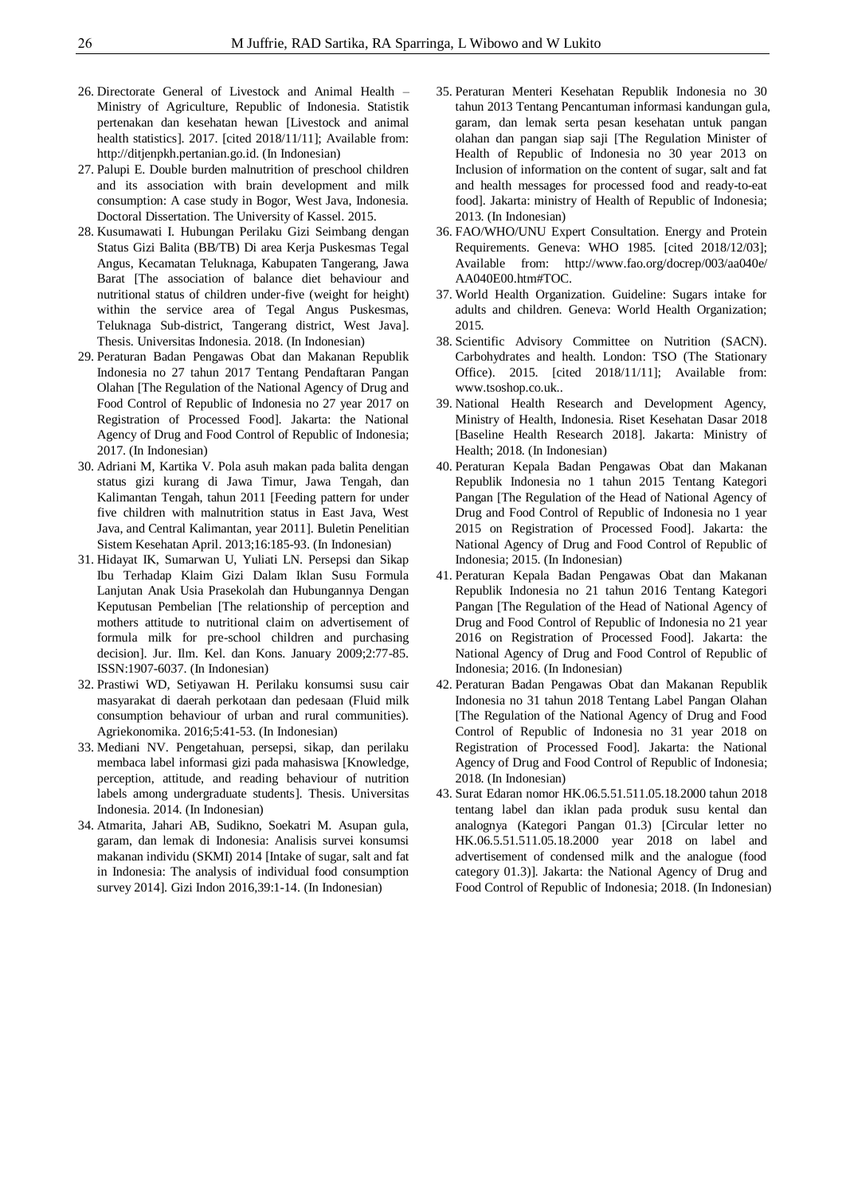26. Directorate General of Livestock and Animal Health – Ministry of Agriculture, Republic of Indonesia. Statistik pertenakan dan kesehatan hewan [Livestock and animal health statistics]. 2017. [cited 2018/11/11]; Available from: http://ditjenpkh.pertanian.go.id. (In Indonesian)
27. Palupi E. Double burden malnutrition of preschool children and its association with brain development and milk consumption: A case study in Bogor, West Java, Indonesia. Doctoral Dissertation. The University of Kassel. 2015.
28. Kusumawati I. Hubungan Perilaku Gizi Seimbang dengan Status Gizi Balita (BB/TB) Di area Kerja Puskesmas Tegal Angus, Kecamatan Teluknaga, Kabupaten Tangerang, Jawa Barat [The association of balance diet behaviour and nutritional status of children under-five (weight for height) within the service area of Tegal Angus Puskesmas, Teluknaga Sub-district, Tangerang district, West Java]. Thesis. Universitas Indonesia. 2018. (In Indonesian)
29. Peraturan Badan Pengawas Obat dan Makanan Republik Indonesia no 27 tahun 2017 Tentang Pendaftaran Pangan Olahan [The Regulation of the National Agency of Drug and Food Control of Republic of Indonesia no 27 year 2017 on Registration of Processed Food]. Jakarta: the National Agency of Drug and Food Control of Republic of Indonesia; 2017. (In Indonesian)
30. Adriani M, Kartika V. Pola asuh makan pada balita dengan status gizi kurang di Jawa Timur, Jawa Tengah, dan Kalimantan Tengah, tahun 2011 [Feeding pattern for under five children with malnutrition status in East Java, West Java, and Central Kalimantan, year 2011]. Buletin Penelitian Sistem Kesehatan April. 2013;16:185-93. (In Indonesian)
31. Hidayat IK, Sumarwan U, Yuliati LN. Persepsi dan Sikap Ibu Terhadap Klaim Gizi Dalam Iklan Susu Formula Lanjutan Anak Usia Prasekolah dan Hubungannya Dengan Keputusan Pembelian [The relationship of perception and mothers attitude to nutritional claim on advertisement of formula milk for pre-school children and purchasing decision]. Jur. Ilm. Kel. dan Kons. January 2009;2:77-85. ISSN:1907-6037. (In Indonesian)
32. Prastiwi WD, Setiyawan H. Perilaku konsumsi susu cair masyarakat di daerah perkotaan dan pedesaan (Fluid milk consumption behaviour of urban and rural communities). Agriekonomika. 2016;5:41-53. (In Indonesian)
33. Mediani NV. Pengetahuan, persepsi, sikap, dan perilaku membaca label informasi gizi pada mahasiswa [Knowledge, perception, attitude, and reading behaviour of nutrition labels among undergraduate students]. Thesis. Universitas Indonesia. 2014. (In Indonesian)
34. Atmarita, Jahari AB, Sudikno, Soekatri M. Asupan gula, garam, dan lemak di Indonesia: Analisis survei konsumsi makanan individu (SKMI) 2014 [Intake of sugar, salt and fat in Indonesia: The analysis of individual food consumption survey 2014]. Gizi Indon 2016,39:1-14. (In Indonesian)
35. Peraturan Menteri Kesehatan Republik Indonesia no 30 tahun 2013 Tentang Pencantuman informasi kandungan gula, garam, dan lemak serta pesan kesehatan untuk pangan olahan dan pangan siap saji [The Regulation Minister of Health of Republic of Indonesia no 30 year 2013 on Inclusion of information on the content of sugar, salt and fat and health messages for processed food and ready-to-eat food]. Jakarta: ministry of Health of Republic of Indonesia; 2013. (In Indonesian)
36. FAO/WHO/UNU Expert Consultation. Energy and Protein Requirements. Geneva: WHO 1985. [cited 2018/12/03]; Available from: http://www.fao.org/docrep/003/aa040e/AA040E00.htm#TOC.
37. World Health Organization. Guideline: Sugars intake for adults and children. Geneva: World Health Organization; 2015.
38. Scientific Advisory Committee on Nutrition (SACN). Carbohydrates and health. London: TSO (The Stationary Office). 2015. [cited 2018/11/11]; Available from: www.tsoshop.co.uk..
39. National Health Research and Development Agency, Ministry of Health, Indonesia. Riset Kesehatan Dasar 2018 [Baseline Health Research 2018]. Jakarta: Ministry of Health; 2018. (In Indonesian)
40. Peraturan Kepala Badan Pengawas Obat dan Makanan Republik Indonesia no 1 tahun 2015 Tentang Kategori Pangan [The Regulation of the Head of National Agency of Drug and Food Control of Republic of Indonesia no 1 year 2015 on Registration of Processed Food]. Jakarta: the National Agency of Drug and Food Control of Republic of Indonesia; 2015. (In Indonesian)
41. Peraturan Kepala Badan Pengawas Obat dan Makanan Republik Indonesia no 21 tahun 2016 Tentang Kategori Pangan [The Regulation of the Head of National Agency of Drug and Food Control of Republic of Indonesia no 21 year 2016 on Registration of Processed Food]. Jakarta: the National Agency of Drug and Food Control of Republic of Indonesia; 2016. (In Indonesian)
42. Peraturan Badan Pengawas Obat dan Makanan Republik Indonesia no 31 tahun 2018 Tentang Label Pangan Olahan [The Regulation of the National Agency of Drug and Food Control of Republic of Indonesia no 31 year 2018 on Registration of Processed Food]. Jakarta: the National Agency of Drug and Food Control of Republic of Indonesia; 2018. (In Indonesian)
43. Surat Edaran nomor HK.06.5.51.511.05.18.2000 tahun 2018 tentang label dan iklan pada produk susu kental dan analognya (Kategori Pangan 01.3) [Circular letter no HK.06.5.51.511.05.18.2000 year 2018 on label and advertisement of condensed milk and the analogue (food category 01.3)]. Jakarta: the National Agency of Drug and Food Control of Republic of Indonesia; 2018. (In Indonesian)